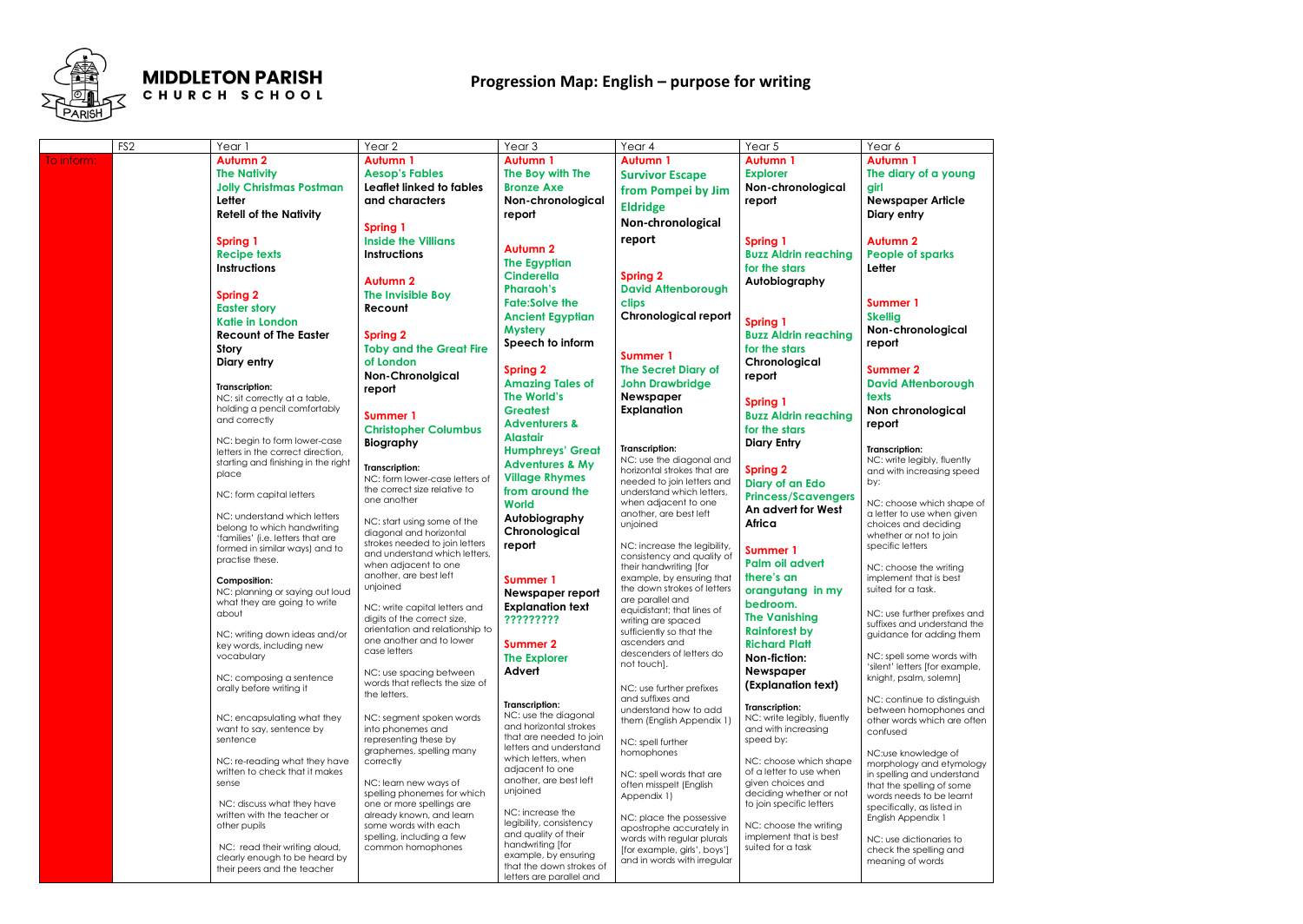# MIDDLETON PARISH CHURCH SCHOOL

## Progression Map: English – purpose for writing

| | FS2 | Year 1 | Year 2 | Year 3 | Year 4 | Year 5 | Year 6 |
|---|---|---|---|---|---|---|---|
| To inform: | | **Autumn 2**<br>**The Nativity**<br>**Jolly Christmas Postman**<br>**Letter**<br>**Retell of the Nativity**<br><br>**Spring 1**<br>**Recipe texts**<br>**Instructions**<br><br>**Spring 2**<br>**Easter story**<br>**Katie in London**<br>**Recount of The Easter Story**<br>**Diary entry**<br><br>**Transcription:**<br>NC: sit correctly at a table, holding a pencil comfortably and correctly<br><br>NC: begin to form lower-case letters in the correct direction, starting and finishing in the right place<br><br>NC: form capital letters<br><br>NC: understand which letters belong to which handwriting 'families' (i.e. letters that are formed in similar ways) and to practise these.<br><br>**Composition:**<br>NC: planning or saying out loud what they are going to write about<br><br>NC: writing down ideas and/or key words, including new vocabulary<br><br>NC: composing a sentence orally before writing it<br><br>NC: encapsulating what they want to say, sentence by sentence<br><br>NC: re-reading what they have written to check that it makes sense<br><br>NC: discuss what they have written with the teacher or other pupils<br><br>NC: read their writing aloud, clearly enough to be heard by their peers and the teacher | **Autumn 1**<br>**Aesop's Fables**<br>**Leaflet linked to fables and characters**<br><br>**Spring 1**<br>**Inside the Villians**<br>**Instructions**<br><br>**Autumn 2**<br>**The Invisible Boy**<br>**Recount**<br><br>**Spring 2**<br>**Toby and the Great Fire of London**<br>**Non-Chronolgical report**<br><br>**Summer 1**<br>**Christopher Columbus**<br>**Biography**<br><br>**Transcription:**<br>NC: form lower-case letters of the correct size relative to one another<br><br>NC: start using some of the diagonal and horizontal strokes needed to join letters and understand which letters, when adjacent to one another, are best left unjoined<br><br>NC: write capital letters and digits of the correct size, orientation and relationship to one another and to lower case letters<br><br>NC: use spacing between words that reflects the size of the letters.<br><br>NC: segment spoken words into phonemes and representing these by graphemes, spelling many correctly<br><br>NC: learn new ways of spelling phonemes for which one or more spellings are already known, and learn some words with each spelling, including a few common homophones | **Autumn 1**<br>**The Boy with The Bronze Axe**<br>**Non-chronological report**<br><br>**Autumn 2**<br>**The Egyptian Cinderella**<br>**Pharaoh's Fate:Solve the Ancient Egyptian Mystery**<br>**Speech to inform**<br><br>**Spring 2**<br>**Amazing Tales of The World's Greatest Adventurers & Alastair Humphreys' Great Adventures & My Village Rhymes from around the World**<br>**Autobiography**<br>**Chronological report**<br><br>**Summer 1**<br>**Newspaper report**<br>**Explanation text**<br>**?????????**<br><br>**Summer 2**<br>**The Explorer**<br>**Advert**<br><br>**Transcription:**<br>NC: use the diagonal and horizontal strokes that are needed to join letters and understand which letters, when adjacent to one another, are best left unjoined<br><br>NC: increase the legibility, consistency and quality of their handwriting [for example, by ensuring that the down strokes of letters are parallel and | **Autumn 1**<br>**Survivor Escape from Pompei by Jim Eldridge**<br>**Non-chronological report**<br><br>**Spring 2**<br>**David Attenborough clips**<br>**Chronological report**<br><br>**Summer 1**<br>**The Secret Diary of John Drawbridge**<br>**Newspaper**<br>**Explanation**<br><br>**Transcription:**<br>NC: use the diagonal and horizontal strokes that are needed to join letters and understand which letters, when adjacent to one another, are best left unjoined<br><br>NC: increase the legibility, consistency and quality of their handwriting [for example, by ensuring that the down strokes of letters are parallel and equidistant; that lines of writing are spaced sufficiently so that the ascenders and descenders of letters do not touch].<br><br>NC: use further prefixes and suffixes and understand how to add them (English Appendix 1)<br><br>NC: spell further homophones<br><br>NC: spell words that are often misspelt (English Appendix 1)<br><br>NC: place the possessive apostrophe accurately in words with regular plurals [for example, girls', boys'] and in words with irregular | **Autumn 1**<br>**Explorer**<br>**Non-chronological report**<br><br>**Spring 1**<br>**Buzz Aldrin reaching for the stars**<br>**Autobiography**<br><br>**Spring 1**<br>**Buzz Aldrin reaching for the stars**<br>**Chronological report**<br><br>**Spring 1**<br>**Buzz Aldrin reaching for the stars**<br>**Diary Entry**<br><br>**Spring 2**<br>**Diary of an Edo Princess/Scavengers**<br>**An advert for West Africa**<br><br>**Summer 1**<br>**Palm oil advert there's an orangutang in my bedroom.**<br>**The Vanishing Rainforest by Richard Platt**<br>**Non-fiction: Newspaper (Explanation text)**<br><br>**Transcription:**<br>NC: write legibly, fluently and with increasing speed by:<br><br>NC: choose which shape of a letter to use when given choices and deciding whether or not to join specific letters<br><br>NC: choose the writing implement that is best suited for a task | **Autumn 1**<br>**The diary of a young girl**<br>**Newspaper Article**<br>**Diary entry**<br><br>**Autumn 2**<br>**People of sparks**<br>**Letter**<br><br>**Summer 1**<br>**Skellig**<br>**Non-chronological report**<br><br>**Summer 2**<br>**David Attenborough texts**<br>**Non chronological report**<br><br>**Transcription:**<br>NC: write legibly, fluently and with increasing speed by:<br><br>NC: choose which shape of a letter to use when given choices and deciding whether or not to join specific letters<br><br>NC: choose the writing implement that is best suited for a task.<br><br>NC: use further prefixes and suffixes and understand the guidance for adding them<br><br>NC: spell some words with 'silent' letters [for example, knight, psalm, solemn]<br><br>NC: continue to distinguish between homophones and other words which are often confused<br><br>NC:use knowledge of morphology and etymology in spelling and understand that the spelling of some words needs to be learnt specifically, as listed in English Appendix 1<br><br>NC: use dictionaries to check the spelling and meaning of words |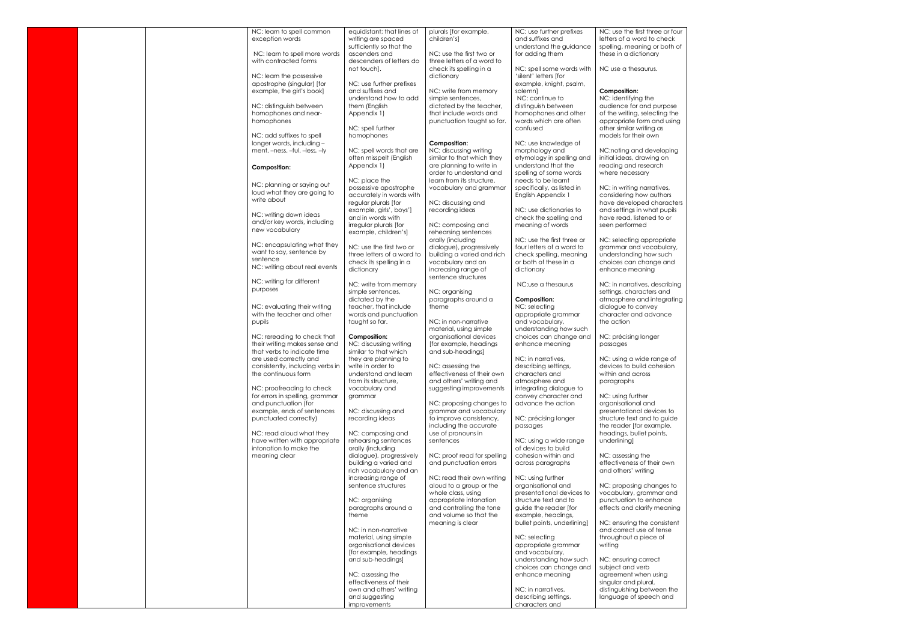| | | | | | | | |
|---|---|---|---|---|---|---|---|
| | | | NC: learn to spell common exception words<br><br>NC: learn to spell more words with contracted forms<br><br>NC: learn the possessive apostrophe (singular) [for example, the girl's book]<br><br>NC: distinguish between homophones and near-homophones<br><br>NC: add suffixes to spell longer words, including –ment, –ness, –ful, –less, –ly<br><br>**Composition:**<br><br>NC: planning or saying out loud what they are going to write about<br><br>NC: writing down ideas and/or key words, including new vocabulary<br><br>NC: encapsulating what they want to say, sentence by sentence<br>NC: writing about real events<br><br>NC: writing for different purposes<br><br>NC: evaluating their writing with the teacher and other pupils<br><br>NC: rereading to check that their writing makes sense and that verbs to indicate time are used correctly and consistently, including verbs in the continuous form<br><br>NC: proofreading to check for errors in spelling, grammar and punctuation (for example, ends of sentences punctuated correctly)<br><br>NC: read aloud what they have written with appropriate intonation to make the meaning clear | equidistant; that lines of writing are spaced sufficiently so that the ascenders and descenders of letters do not touch].<br><br>NC: use further prefixes and suffixes and understand how to add them (English Appendix 1)<br><br>NC: spell further homophones<br><br>NC: spell words that are often misspelt (English Appendix 1)<br><br>NC: place the possessive apostrophe accurately in words with regular plurals [for example, girls', boys'] and in words with irregular plurals [for example, children's]<br><br>NC: use the first two or three letters of a word to check its spelling in a dictionary<br><br>NC: write from memory simple sentences, dictated by the teacher, that include words and punctuation taught so far.<br><br>**Composition:**<br>NC: discussing writing similar to that which they are planning to write in order to understand and learn from its structure, vocabulary and grammar<br><br>NC: discussing and recording ideas<br><br>NC: composing and rehearsing sentences orally (including dialogue), progressively building a varied and rich vocabulary and an increasing range of sentence structures<br><br>NC: organising paragraphs around a theme<br><br>NC: in non-narrative material, using simple organisational devices [for example, headings and sub-headings]<br><br>NC: assessing the effectiveness of their own and others' writing and suggesting improvements | plurals [for example, children's]<br><br>NC: use the first two or three letters of a word to check its spelling in a dictionary<br><br>NC: write from memory simple sentences, dictated by the teacher, that include words and punctuation taught so far.<br><br>**Composition:**<br>NC: discussing writing similar to that which they are planning to write in order to understand and learn from its structure, vocabulary and grammar<br><br>NC: discussing and recording ideas<br><br>NC: composing and rehearsing sentences orally (including dialogue), progressively building a varied and rich vocabulary and an increasing range of sentence structures<br><br>NC: organising paragraphs around a theme<br><br>NC: in non-narrative material, using simple organisational devices [for example, headings and sub-headings]<br><br>NC: assessing the effectiveness of their own and others' writing and suggesting improvements<br><br>NC: proposing changes to grammar and vocabulary to improve consistency, including the accurate use of pronouns in sentences<br><br>NC: proof read for spelling and punctuation errors<br><br>NC: read their own writing aloud to a group or the whole class, using appropriate intonation and controlling the tone and volume so that the meaning is clear | NC: use further prefixes and suffixes and understand the guidance for adding them<br><br>NC: spell some words with 'silent' letters [for example, knight, psalm, solemn]<br>NC: continue to distinguish between homophones and other words which are often confused<br><br>NC: use knowledge of morphology and etymology in spelling and understand that the spelling of some words needs to be learnt specifically, as listed in English Appendix 1<br><br>NC: use dictionaries to check the spelling and meaning of words<br><br>NC: use the first three or four letters of a word to check spelling, meaning or both of these in a dictionary<br><br>NC:use a thesaurus<br><br>**Composition:**<br>NC: selecting appropriate grammar and vocabulary, understanding how such choices can change and enhance meaning<br><br>NC: in narratives, describing settings, characters and atmosphere and integrating dialogue to convey character and advance the action<br><br>NC: précising longer passages<br><br>NC: using a wide range of devices to build cohesion within and across paragraphs<br><br>NC: using further organisational and presentational devices to structure text and to guide the reader [for example, headings, bullet points, underlining]<br><br>NC: selecting appropriate grammar and vocabulary, understanding how such choices can change and enhance meaning<br><br>NC: in narratives, describing settings, characters and | NC: use the first three or four letters of a word to check spelling, meaning or both of these in a dictionary<br><br>NC use a thesaurus.<br><br>**Composition:**<br>NC: identifying the audience for and purpose of the writing, selecting the appropriate form and using other similar writing as models for their own<br><br>NC:noting and developing initial ideas, drawing on reading and research where necessary<br><br>NC: in writing narratives, considering how authors have developed characters and settings in what pupils have read, listened to or seen performed<br><br>NC: selecting appropriate grammar and vocabulary, understanding how such choices can change and enhance meaning<br><br>NC: in narratives, describing settings, characters and atmosphere and integrating dialogue to convey character and advance the action<br><br>NC: précising longer passages<br><br>NC: using a wide range of devices to build cohesion within and across paragraphs<br><br>NC: using further organisational and presentational devices to structure text and to guide the reader [for example, headings, bullet points, underlining]<br><br>NC: assessing the effectiveness of their own and others' writing<br><br>NC: proposing changes to vocabulary, grammar and punctuation to enhance effects and clarify meaning<br><br>NC: ensuring the consistent and correct use of tense throughout a piece of writing<br><br>NC: ensuring correct subject and verb agreement when using singular and plural, distinguishing between the language of speech and |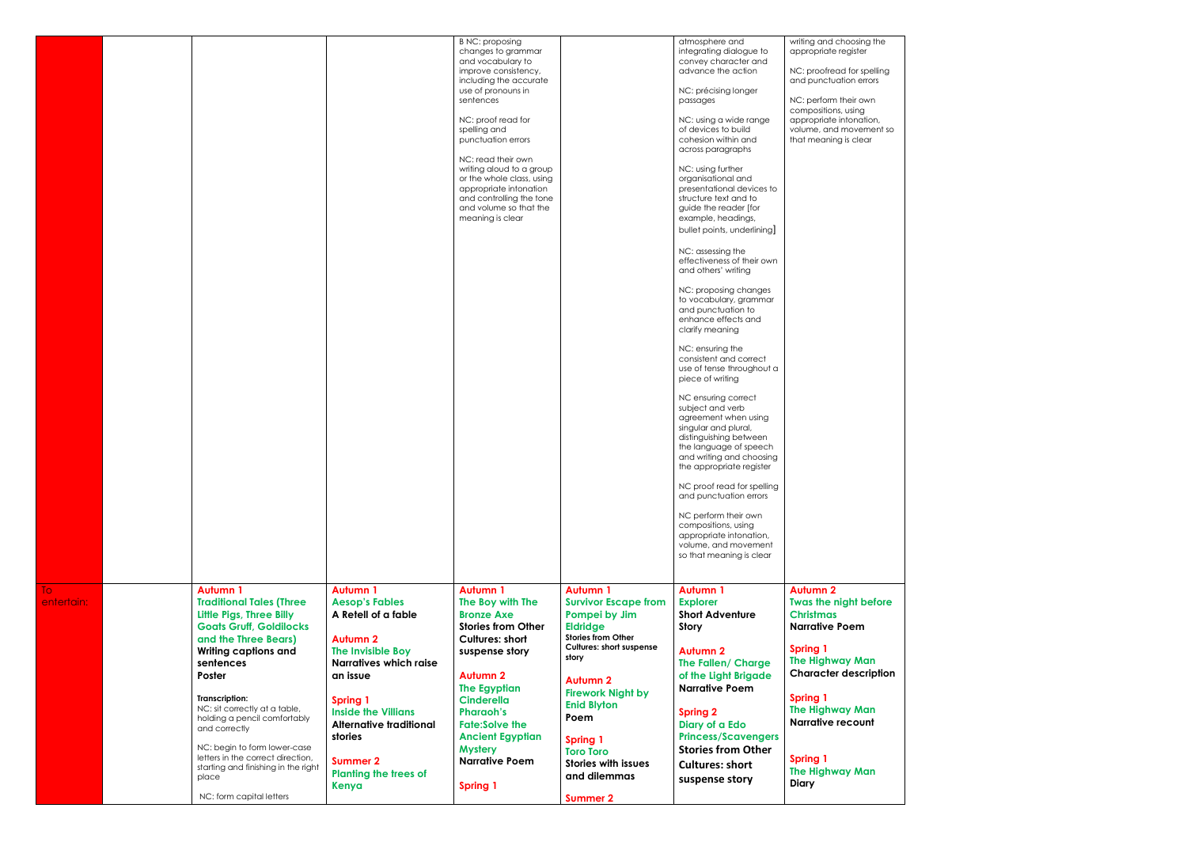| | | | | | | | |
|---|---|---|---|---|---|---|---|
| | | | | B NC: proposing changes to grammar and vocabulary to improve consistency, including the accurate use of pronouns in sentences<br><br>NC: proof read for spelling and punctuation errors<br><br>NC: read their own writing aloud to a group or the whole class, using appropriate intonation and controlling the tone and volume so that the meaning is clear | | atmosphere and integrating dialogue to convey character and advance the action<br><br>NC: précising longer passages<br><br>NC: using a wide range of devices to build cohesion within and across paragraphs<br><br>NC: using further organisational and presentational devices to structure text and to guide the reader [for example, headings, bullet points, underlining]<br><br>NC: assessing the effectiveness of their own and others' writing<br><br>NC: proposing changes to vocabulary, grammar and punctuation to enhance effects and clarify meaning<br><br>NC: ensuring the consistent and correct use of tense throughout a piece of writing<br><br>NC ensuring correct subject and verb agreement when using singular and plural, distinguishing between the language of speech and writing and choosing the appropriate register<br><br>NC proof read for spelling and punctuation errors<br><br>NC perform their own compositions, using appropriate intonation, volume, and movement so that meaning is clear | writing and choosing the appropriate register<br><br>NC: proofread for spelling and punctuation errors<br><br>NC: perform their own compositions, using appropriate intonation, volume, and movement so that meaning is clear |
| To entertain: | | **Autumn 1**<br>**Traditional Tales (Three Little Pigs, Three Billy Goats Gruff, Goldilocks and the Three Bears)**<br>**Writing captions and sentences**<br>**Poster**<br><br>**Transcription:**<br>NC: sit correctly at a table, holding a pencil comfortably and correctly<br><br>NC: begin to form lower-case letters in the correct direction, starting and finishing in the right place<br><br>NC: form capital letters | **Autumn 1**<br>**Aesop's Fables**<br>**A Retell of a fable**<br><br>**Autumn 2**<br>**The Invisible Boy**<br>**Narratives which raise an issue**<br><br>**Spring 1**<br>**Inside the Villians**<br>**Alternative traditional stories**<br><br>**Summer 2**<br>**Planting the trees of Kenya** | **Autumn 1**<br>**The Boy with The Bronze Axe**<br>**Stories from Other Cultures: short suspense story**<br><br>**Autumn 2**<br>**The Egyptian Cinderella**<br>**Pharaoh's Fate:Solve the Ancient Egyptian Mystery**<br>**Narrative Poem**<br><br>**Spring 1** | **Autumn 1**<br>**Survivor Escape from Pompei by Jim Eldridge**<br>**Stories from Other Cultures: short suspense story**<br><br>**Autumn 2**<br>**Firework Night by Enid Blyton**<br>**Poem**<br><br>**Spring 1**<br>**Toro Toro**<br>**Stories with issues and dilemmas**<br><br>**Summer 2** | **Autumn 1**<br>**Explorer**<br>**Short Adventure Story**<br><br>**Autumn 2**<br>**The Fallen/ Charge of the Light Brigade**<br>**Narrative Poem**<br><br>**Spring 2**<br>**Diary of a Edo Princess/Scavengers**<br>**Stories from Other Cultures: short suspense story** | **Autumn 2**<br>**Twas the night before Christmas**<br>**Narrative Poem**<br><br>**Spring 1**<br>**The Highway Man**<br>**Character description**<br><br>**Spring 1**<br>**The Highway Man**<br>**Narrative recount**<br><br>**Spring 1**<br>**The Highway Man**<br>**Diary** |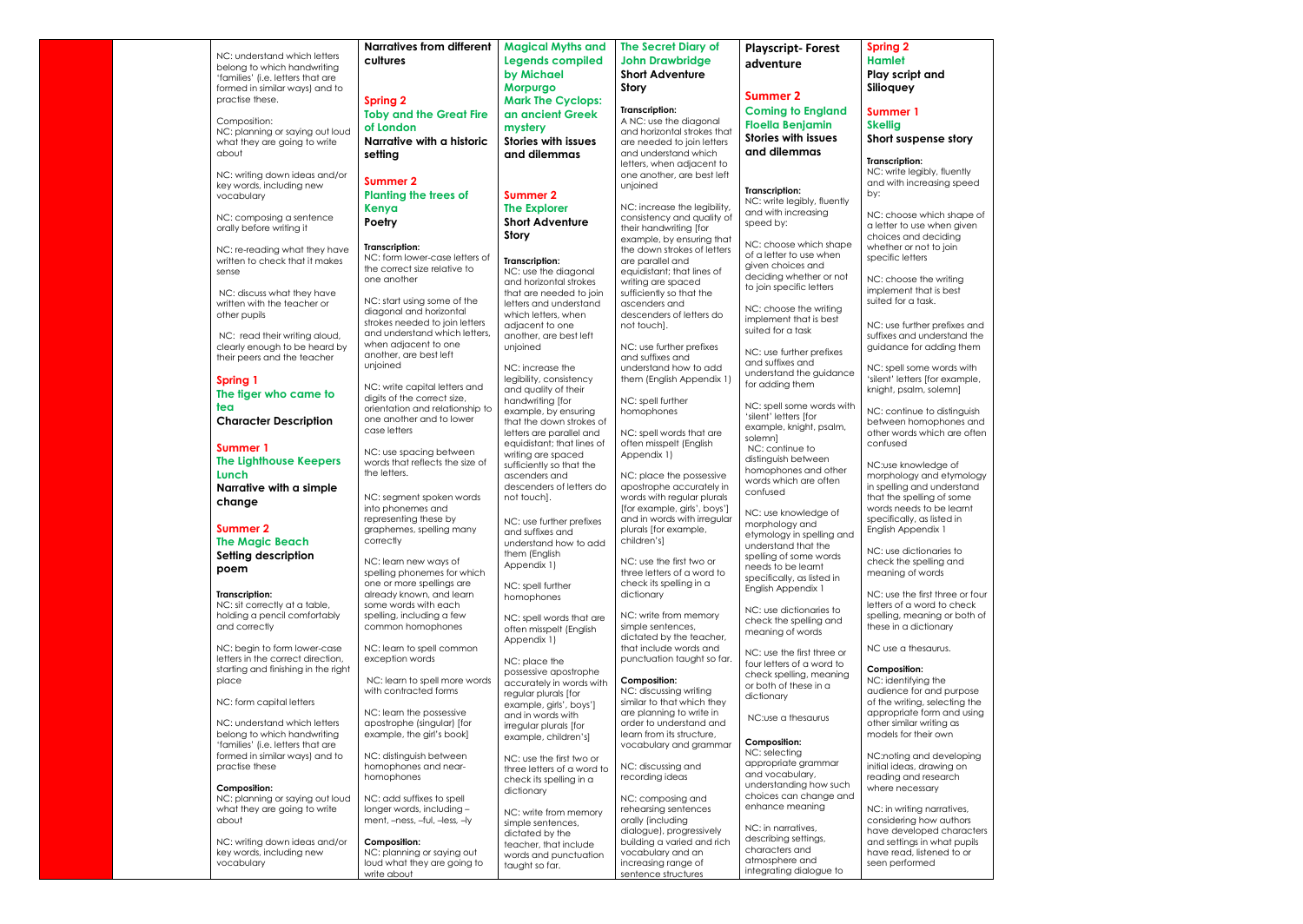| | | | | | |
|---|---|---|---|---|---|
| NC: understand which letters belong to which handwriting 'families' (i.e. letters that are formed in similar ways) and to practise these.<br><br>Composition:<br>NC: planning or saying out loud what they are going to write about<br><br>NC: writing down ideas and/or key words, including new vocabulary<br><br>NC: composing a sentence orally before writing it<br><br>NC: re-reading what they have written to check that it makes sense<br><br>NC: discuss what they have written with the teacher or other pupils<br><br>NC: read their writing aloud, clearly enough to be heard by their peers and the teacher<br><br>**Spring 1**<br>**The tiger who came to tea**<br>**Character Description**<br><br>**Summer 1**<br>**The Lighthouse Keepers Lunch**<br>**Narrative with a simple change**<br><br>**Summer 2**<br>**The Magic Beach**<br>**Setting description poem**<br><br>**Transcription:**<br>NC: sit correctly at a table, holding a pencil comfortably and correctly<br><br>NC: begin to form lower-case letters in the correct direction, starting and finishing in the right place<br><br>NC: form capital letters<br><br>NC: understand which letters belong to which handwriting 'families' (i.e. letters that are formed in similar ways) and to practise these<br><br>**Composition:**<br>NC: planning or saying out loud what they are going to write about<br><br>NC: writing down ideas and/or key words, including new vocabulary | **Narratives from different cultures**<br><br>**Spring 2**<br>**Toby and the Great Fire of London**<br>**Narrative with a historic setting**<br><br>**Summer 2**<br>**Planting the trees of Kenya**<br>**Poetry**<br><br>**Transcription:**<br>NC: form lower-case letters of the correct size relative to one another<br><br>NC: start using some of the diagonal and horizontal strokes needed to join letters and understand which letters, when adjacent to one another, are best left unjoined<br><br>NC: write capital letters and digits of the correct size, orientation and relationship to one another and to lower case letters<br><br>NC: use spacing between words that reflects the size of the letters.<br><br>NC: segment spoken words into phonemes and representing these by graphemes, spelling many correctly<br><br>NC: learn new ways of spelling phonemes for which one or more spellings are already known, and learn some words with each spelling, including a few common homophones<br><br>NC: learn to spell common exception words<br><br>NC: learn to spell more words with contracted forms<br><br>NC: learn the possessive apostrophe (singular) [for example, the girl's book]<br><br>NC: distinguish between homophones and near-homophones<br><br>NC: add suffixes to spell longer words, including –ment, –ness, –ful, –less, –ly<br><br>**Composition:**<br>NC: planning or saying out loud what they are going to write about | **Magical Myths and Legends compiled by Michael Morpurgo**<br>**Mark The Cyclops: an ancient Greek mystery**<br>**Stories with issues and dilemmas**<br><br>**Summer 2**<br>**The Explorer**<br>**Short Adventure Story**<br><br>**Transcription:**<br>NC: use the diagonal and horizontal strokes that are needed to join letters and understand which letters, when adjacent to one another, are best left unjoined<br><br>NC: increase the legibility, consistency and quality of their handwriting [for example, by ensuring that the down strokes of letters are parallel and equidistant; that lines of writing are spaced sufficiently so that the ascenders and descenders of letters do not touch].<br><br>NC: use further prefixes and suffixes and understand how to add them (English Appendix 1)<br><br>NC: spell further homophones<br><br>NC: spell words that are often misspelt (English Appendix 1)<br><br>NC: place the possessive apostrophe accurately in words with regular plurals [for example, girls', boys'] and in words with irregular plurals [for example, children's]<br><br>NC: use the first two or three letters of a word to check its spelling in a dictionary<br><br>NC: write from memory simple sentences, dictated by the teacher, that include words and punctuation taught so far. | **The Secret Diary of John Drawbridge**<br>**Short Adventure Story**<br><br>**Transcription:**<br>A NC: use the diagonal and horizontal strokes that are needed to join letters and understand which letters, when adjacent to one another, are best left unjoined<br><br>NC: increase the legibility, consistency and quality of their handwriting [for example, by ensuring that the down strokes of letters are parallel and equidistant; that lines of writing are spaced sufficiently so that the ascenders and descenders of letters do not touch].<br><br>NC: use further prefixes and suffixes and understand how to add them (English Appendix 1)<br><br>NC: spell further homophones<br><br>NC: spell words that are often misspelt (English Appendix 1)<br><br>NC: place the possessive apostrophe accurately in words with regular plurals [for example, girls', boys'] and in words with irregular plurals [for example, children's]<br><br>NC: use the first two or three letters of a word to check its spelling in a dictionary<br><br>NC: write from memory simple sentences, dictated by the teacher, that include words and punctuation taught so far.<br><br>**Composition:**<br>NC: discussing writing similar to that which they are planning to write in order to understand and learn from its structure, vocabulary and grammar<br><br>NC: discussing and recording ideas<br><br>NC: composing and rehearsing sentences orally (including dialogue), progressively building a varied and rich vocabulary and an increasing range of sentence structures | **Playscript- Forest adventure**<br><br>**Summer 2**<br>**Coming to England Floella Benjamin**<br>**Stories with issues and dilemmas**<br><br>**Transcription:**<br>NC: write legibly, fluently and with increasing speed by:<br><br>NC: choose which shape of a letter to use when given choices and deciding whether or not to join specific letters<br><br>NC: choose the writing implement that is best suited for a task<br><br>NC: use further prefixes and suffixes and understand the guidance for adding them<br><br>NC: spell some words with 'silent' letters [for example, knight, psalm, solemn]<br>NC: continue to distinguish between homophones and other words which are often confused<br><br>NC: use knowledge of morphology and etymology in spelling and understand that the spelling of some words needs to be learnt specifically, as listed in English Appendix 1<br><br>NC: use dictionaries to check the spelling and meaning of words<br><br>NC: use the first three or four letters of a word to check spelling, meaning or both of these in a dictionary<br><br>NC:use a thesaurus<br><br>**Composition:**<br>NC: selecting appropriate grammar and vocabulary, understanding how such choices can change and enhance meaning<br><br>NC: in narratives, describing settings, characters and atmosphere and integrating dialogue to | **Spring 2**<br>**Hamlet**<br>**Play script and Siliequey**<br><br>**Summer 1**<br>**Skellig**<br>**Short suspense story**<br><br>**Transcription:**<br>NC: write legibly, fluently and with increasing speed by:<br><br>NC: choose which shape of a letter to use when given choices and deciding whether or not to join specific letters<br><br>NC: choose the writing implement that is best suited for a task.<br><br>NC: use further prefixes and suffixes and understand the guidance for adding them<br><br>NC: spell some words with 'silent' letters [for example, knight, psalm, solemn]<br><br>NC: continue to distinguish between homophones and other words which are often confused<br><br>NC:use knowledge of morphology and etymology in spelling and understand that the spelling of some words needs to be learnt specifically, as listed in English Appendix 1<br><br>NC: use dictionaries to check the spelling and meaning of words<br><br>NC: use the first three or four letters of a word to check spelling, meaning or both of these in a dictionary<br><br>NC use a thesaurus.<br><br>**Composition:**<br>NC: identifying the audience for and purpose of the writing, selecting the appropriate form and using other similar writing as models for their own<br><br>NC:noting and developing initial ideas, drawing on reading and research where necessary<br><br>NC: in writing narratives, considering how authors have developed characters and settings in what pupils have read, listened to or seen performed |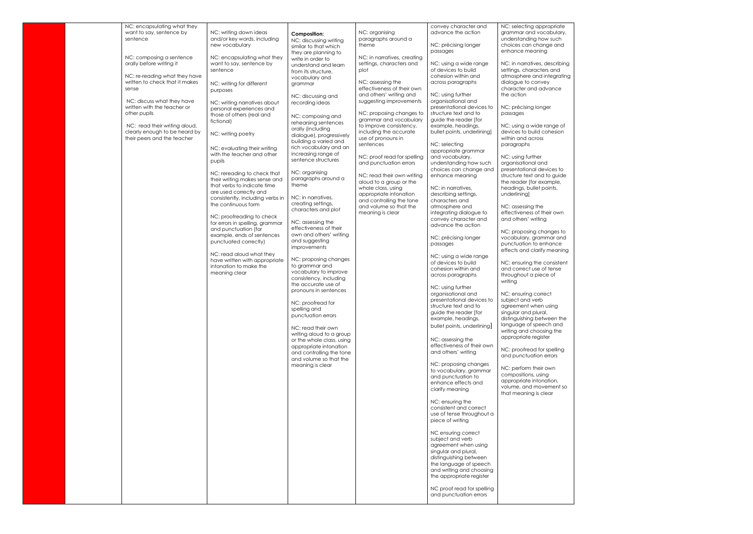| | | | | | | | |
|---|---|---|---|---|---|---|---|
| | | NC: encapsulating what they want to say, sentence by sentence<br><br>NC: composing a sentence orally before writing it<br><br>NC: re-reading what they have written to check that it makes sense<br><br>NC: discuss what they have written with the teacher or other pupils<br><br>NC: read their writing aloud, clearly enough to be heard by their peers and the teacher | NC: writing down ideas and/or key words, including new vocabulary<br><br>NC: encapsulating what they want to say, sentence by sentence<br><br>NC: writing for different purposes<br><br>NC: writing narratives about personal experiences and those of others (real and fictional)<br><br>NC: writing poetry<br><br>NC: evaluating their writing with the teacher and other pupils<br><br>NC: rereading to check that their writing makes sense and that verbs to indicate time are used correctly and consistently, including verbs in the continuous form<br><br>NC: proofreading to check for errors in spelling, grammar and punctuation (for example, ends of sentences punctuated correctly)<br><br>NC: read aloud what they have written with appropriate intonation to make the meaning clear | **Composition:**<br>NC: discussing writing similar to that which they are planning to write in order to understand and learn from its structure, vocabulary and grammar<br><br>NC: discussing and recording ideas<br><br>NC: composing and rehearsing sentences orally (including dialogue), progressively building a varied and rich vocabulary and an increasing range of sentence structures<br><br>NC: organising paragraphs around a theme<br><br>NC: in narratives, creating settings, characters and plot<br><br>NC: assessing the effectiveness of their own and others' writing and suggesting improvements<br><br>NC: proposing changes to grammar and vocabulary to improve consistency, including the accurate use of pronouns in sentences<br><br>NC: proofread for spelling and punctuation errors<br><br>NC: read their own writing aloud to a group or the whole class, using appropriate intonation and controlling the tone and volume so that the meaning is clear | NC: organising paragraphs around a theme<br><br>NC: in narratives, creating settings, characters and plot<br><br>NC: assessing the effectiveness of their own and others' writing and suggesting improvements<br><br>NC: proposing changes to grammar and vocabulary to improve consistency, including the accurate use of pronouns in sentences<br><br>NC: proof read for spelling and punctuation errors<br><br>NC: read their own writing aloud to a group or the whole class, using appropriate intonation and controlling the tone and volume so that the meaning is clear | convey character and advance the action<br><br>NC: précising longer passages<br><br>NC: using a wide range of devices to build cohesion within and across paragraphs<br><br>NC: using further organisational and presentational devices to structure text and to guide the reader [for example, headings, bullet points, underlining]<br><br>NC: selecting appropriate grammar and vocabulary, understanding how such choices can change and enhance meaning<br><br>NC: in narratives, describing settings, characters and atmosphere and integrating dialogue to convey character and advance the action<br><br>NC: précising longer passages<br><br>NC: using a wide range of devices to build cohesion within and across paragraphs<br><br>NC: using further organisational and presentational devices to structure text and to guide the reader [for example, headings, bullet points, underlining]<br><br>NC: assessing the effectiveness of their own and others' writing<br><br>NC: proposing changes to vocabulary, grammar and punctuation to enhance effects and clarify meaning<br><br>NC: ensuring the consistent and correct use of tense throughout a piece of writing<br><br>NC ensuring correct subject and verb agreement when using singular and plural, distinguishing between the language of speech and writing and choosing the appropriate register<br><br>NC proof read for spelling and punctuation errors | NC: selecting appropriate grammar and vocabulary, understanding how such choices can change and enhance meaning<br><br>NC: in narratives, describing settings, characters and atmosphere and integrating dialogue to convey character and advance the action<br><br>NC: précising longer passages<br><br>NC: using a wide range of devices to build cohesion within and across paragraphs<br><br>NC: using further organisational and presentational devices to structure text and to guide the reader [for example, headings, bullet points, underlining]<br><br>NC: assessing the effectiveness of their own and others' writing<br><br>NC: proposing changes to vocabulary, grammar and punctuation to enhance effects and clarify meaning<br><br>NC: ensuring the consistent and correct use of tense throughout a piece of writing<br><br>NC: ensuring correct subject and verb agreement when using singular and plural, distinguishing between the language of speech and writing and choosing the appropriate register<br><br>NC: proofread for spelling and punctuation errors<br><br>NC: perform their own compositions, using appropriate intonation, volume, and movement so that meaning is clear |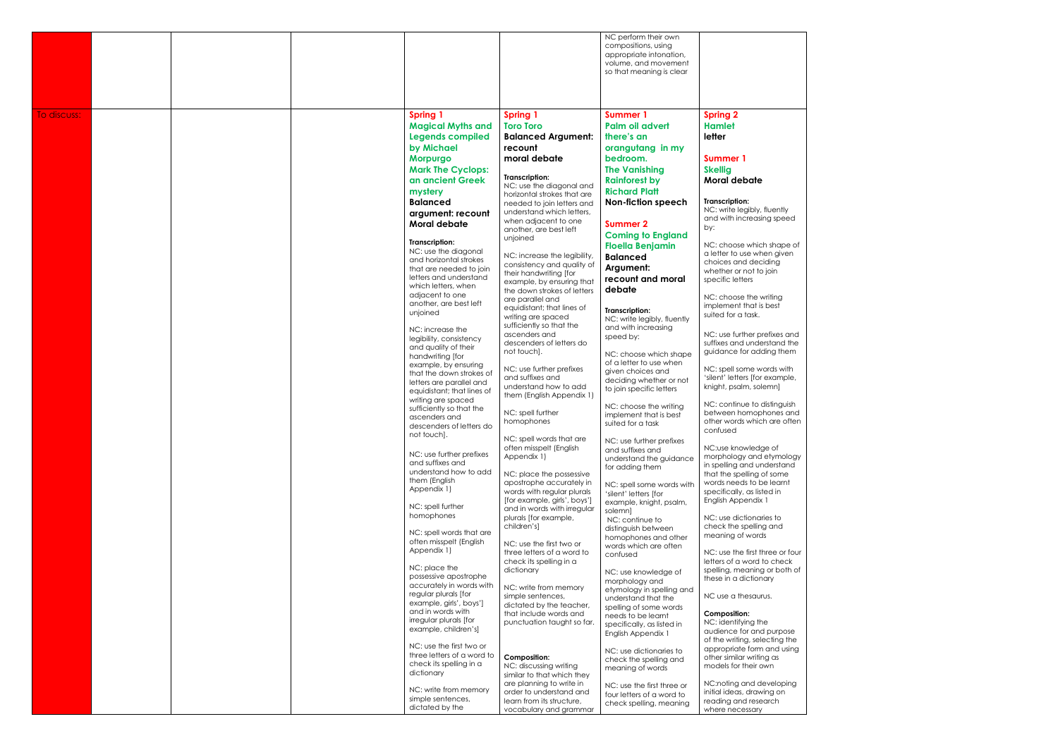| | | | | | | | |
|---|---|---|---|---|---|---|---|
| | | | | | | NC perform their own compositions, using appropriate intonation, volume, and movement so that meaning is clear | |
| To discuss: | | | | **Spring 1**<br>**Magical Myths and Legends compiled by Michael Morpurgo**<br>**Mark The Cyclops: an ancient Greek mystery**<br>**Balanced argument: recount**<br>**Moral debate**<br><br>**Transcription:**<br>NC: use the diagonal and horizontal strokes that are needed to join letters and understand which letters, when adjacent to one another, are best left unjoined<br><br>NC: increase the legibility, consistency and quality of their handwriting [for example, by ensuring that the down strokes of letters are parallel and equidistant; that lines of writing are spaced sufficiently so that the ascenders and descenders of letters do not touch].<br><br>NC: use further prefixes and suffixes and understand how to add them (English Appendix 1)<br><br>NC: spell further homophones<br><br>NC: spell words that are often misspelt (English Appendix 1)<br><br>NC: place the possessive apostrophe accurately in words with regular plurals [for example, girls', boys'] and in words with irregular plurals [for example, children's]<br><br>NC: use the first two or three letters of a word to check its spelling in a dictionary<br><br>NC: write from memory simple sentences, dictated by the | **Spring 1**<br>**Toro Toro**<br>**Balanced Argument: recount**<br>**moral debate**<br><br>**Transcription:**<br>NC: use the diagonal and horizontal strokes that are needed to join letters and understand which letters, when adjacent to one another, are best left unjoined<br><br>NC: increase the legibility, consistency and quality of their handwriting [for example, by ensuring that the down strokes of letters are parallel and equidistant; that lines of writing are spaced sufficiently so that the ascenders and descenders of letters do not touch].<br><br>NC: use further prefixes and suffixes and understand how to add them (English Appendix 1)<br><br>NC: spell further homophones<br><br>NC: spell words that are often misspelt (English Appendix 1)<br><br>NC: place the possessive apostrophe accurately in words with regular plurals [for example, girls', boys'] and in words with irregular plurals [for example, children's]<br><br>NC: use the first two or three letters of a word to check its spelling in a dictionary<br><br>NC: write from memory simple sentences, dictated by the teacher, that include words and punctuation taught so far.<br><br>**Composition:**<br>NC: discussing writing similar to that which they are planning to write in order to understand and learn from its structure, vocabulary and grammar | **Summer 1**<br>**Palm oil advert there's an orangutang in my bedroom.**<br>**The Vanishing Rainforest by Richard Platt**<br>**Non-fiction speech**<br><br>**Summer 2**<br>**Coming to England Floella Benjamin**<br>**Balanced Argument: recount and moral debate**<br><br>**Transcription:**<br>NC: write legibly, fluently and with increasing speed by:<br><br>NC: choose which shape of a letter to use when given choices and deciding whether or not to join specific letters<br><br>NC: choose the writing implement that is best suited for a task<br><br>NC: use further prefixes and suffixes and understand the guidance for adding them<br><br>NC: spell some words with 'silent' letters [for example, knight, psalm, solemn]<br>NC: continue to distinguish between homophones and other words which are often confused<br><br>NC: use knowledge of morphology and etymology in spelling and understand that the spelling of some words needs to be learnt specifically, as listed in English Appendix 1<br><br>NC: use dictionaries to check the spelling and meaning of words<br><br>NC: use the first three or four letters of a word to check spelling, meaning | **Spring 2**<br>**Hamlet**<br>**letter**<br><br>**Summer 1**<br>**Skellig**<br>**Moral debate**<br><br>**Transcription:**<br>NC: write legibly, fluently and with increasing speed by:<br><br>NC: choose which shape of a letter to use when given choices and deciding whether or not to join specific letters<br><br>NC: choose the writing implement that is best suited for a task.<br><br>NC: use further prefixes and suffixes and understand the guidance for adding them<br><br>NC: spell some words with 'silent' letters [for example, knight, psalm, solemn]<br><br>NC: continue to distinguish between homophones and other words which are often confused<br><br>NC:use knowledge of morphology and etymology in spelling and understand that the spelling of some words needs to be learnt specifically, as listed in English Appendix 1<br><br>NC: use dictionaries to check the spelling and meaning of words<br><br>NC: use the first three or four letters of a word to check spelling, meaning or both of these in a dictionary<br><br>NC use a thesaurus.<br><br>**Composition:**<br>NC: identifying the audience for and purpose of the writing, selecting the appropriate form and using other similar writing as models for their own<br><br>NC:noting and developing initial ideas, drawing on reading and research where necessary |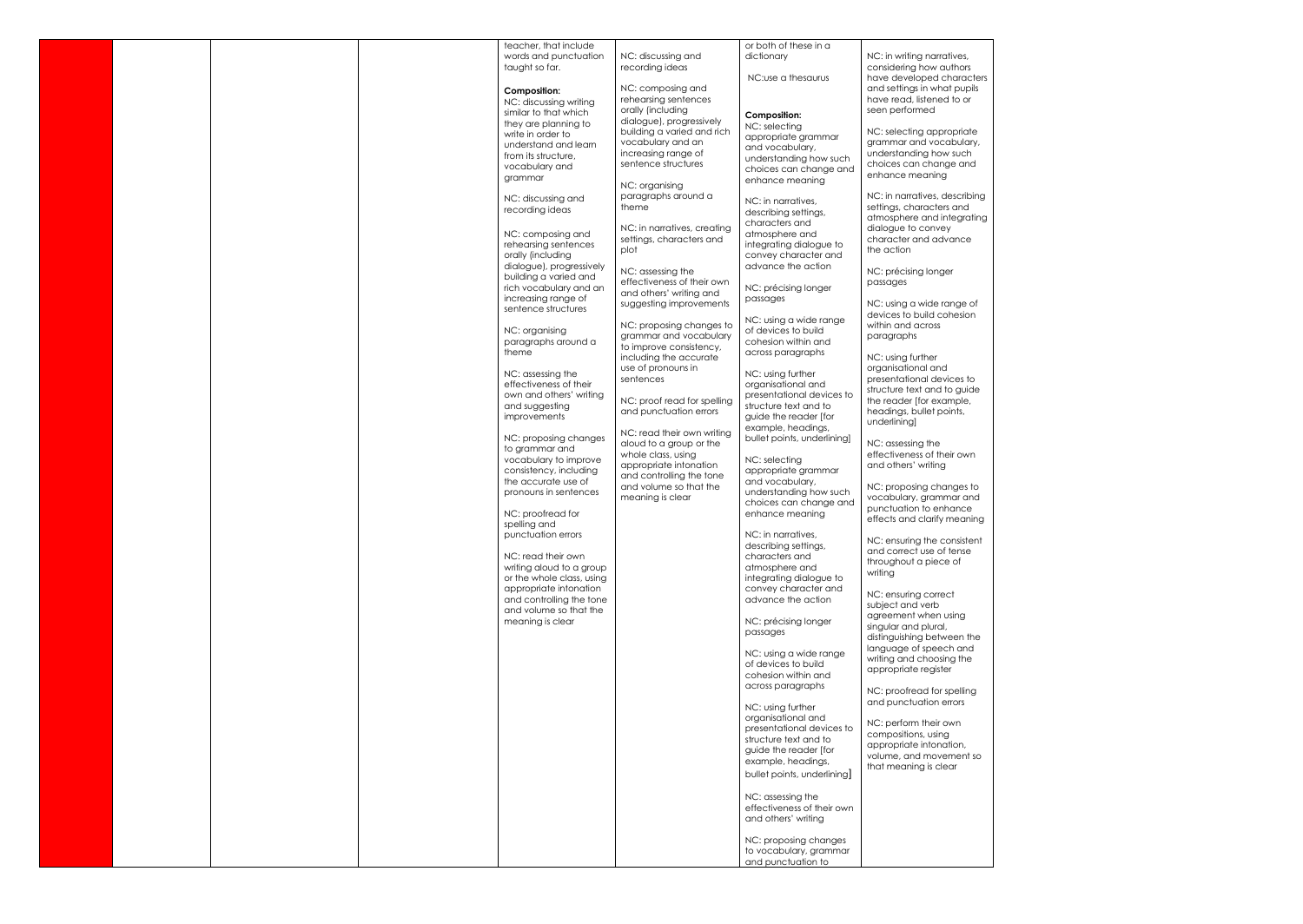|  |  |  |  | teacher, that include words and punctuation taught so far.<br><br>**Composition:**<br>NC: discussing writing similar to that which they are planning to write in order to understand and learn from its structure, vocabulary and grammar<br><br>NC: discussing and recording ideas<br><br>NC: composing and rehearsing sentences orally (including dialogue), progressively building a varied and rich vocabulary and an increasing range of sentence structures<br><br>NC: organising paragraphs around a theme<br><br>NC: assessing the effectiveness of their own and others' writing and suggesting improvements<br><br>NC: proposing changes to grammar and vocabulary to improve consistency, including the accurate use of pronouns in sentences<br><br>NC: proofread for spelling and punctuation errors<br><br>NC: read their own writing aloud to a group or the whole class, using appropriate intonation and controlling the tone and volume so that the meaning is clear | NC: discussing and recording ideas<br><br>NC: composing and rehearsing sentences orally (including dialogue), progressively building a varied and rich vocabulary and an increasing range of sentence structures<br><br>NC: organising paragraphs around a theme<br><br>NC: in narratives, creating settings, characters and plot<br><br>NC: assessing the effectiveness of their own and others' writing and suggesting improvements<br><br>NC: proposing changes to grammar and vocabulary to improve consistency, including the accurate use of pronouns in sentences<br><br>NC: proof read for spelling and punctuation errors<br><br>NC: read their own writing aloud to a group or the whole class, using appropriate intonation and controlling the tone and volume so that the meaning is clear | or both of these in a dictionary<br><br>NC:use a thesaurus<br><br>**Composition:**<br>NC: selecting appropriate grammar and vocabulary, understanding how such choices can change and enhance meaning<br><br>NC: in narratives, describing settings, characters and atmosphere and integrating dialogue to convey character and advance the action<br><br>NC: précising longer passages<br><br>NC: using a wide range of devices to build cohesion within and across paragraphs<br><br>NC: using further organisational and presentational devices to structure text and to guide the reader [for example, headings, bullet points, underlining]<br><br>NC: selecting appropriate grammar and vocabulary, understanding how such choices can change and enhance meaning<br><br>NC: in narratives, describing settings, characters and atmosphere and integrating dialogue to convey character and advance the action<br><br>NC: précising longer passages<br><br>NC: using a wide range of devices to build cohesion within and across paragraphs<br><br>NC: using further organisational and presentational devices to structure text and to guide the reader [for example, headings, bullet points, underlining]<br><br>NC: assessing the effectiveness of their own and others' writing<br><br>NC: proposing changes to vocabulary, grammar and punctuation to | NC: in writing narratives, considering how authors have developed characters and settings in what pupils have read, listened to or seen performed<br><br>NC: selecting appropriate grammar and vocabulary, understanding how such choices can change and enhance meaning<br><br>NC: in narratives, describing settings, characters and atmosphere and integrating dialogue to convey character and advance the action<br><br>NC: précising longer passages<br><br>NC: using a wide range of devices to build cohesion within and across paragraphs<br><br>NC: using further organisational and presentational devices to structure text and to guide the reader [for example, headings, bullet points, underlining]<br><br>NC: assessing the effectiveness of their own and others' writing<br><br>NC: proposing changes to vocabulary, grammar and punctuation to enhance effects and clarify meaning<br><br>NC: ensuring the consistent and correct use of tense throughout a piece of writing<br><br>NC: ensuring correct subject and verb agreement when using singular and plural, distinguishing between the language of speech and writing and choosing the appropriate register<br><br>NC: proofread for spelling and punctuation errors<br><br>NC: perform their own compositions, using appropriate intonation, volume, and movement so that meaning is clear |
|---|---|---|---|---|---|---|---|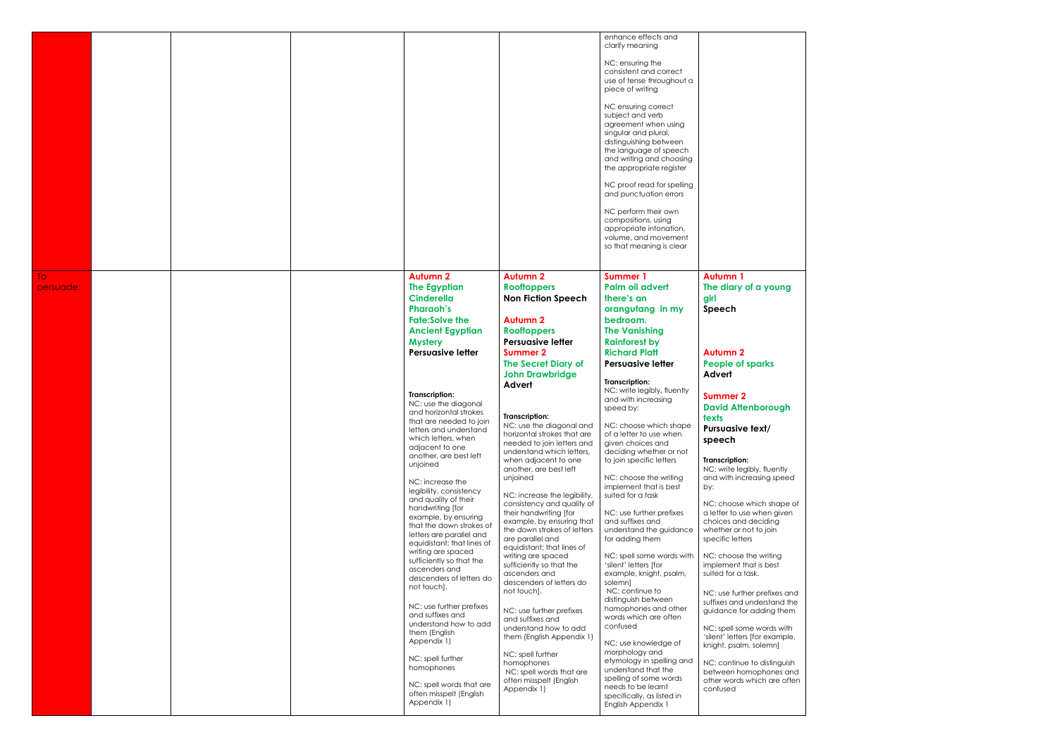| | | | | | | | |
|---|---|---|---|---|---|---|---|
| | | | | | | enhance effects and clarify meaning<br><br>NC: ensuring the consistent and correct use of tense throughout a piece of writing<br><br>NC ensuring correct subject and verb agreement when using singular and plural, distinguishing between the language of speech and writing and choosing the appropriate register<br><br>NC proof read for spelling and punctuation errors<br><br>NC perform their own compositions, using appropriate intonation, volume, and movement so that meaning is clear | |
| To persuade: | | | | **Autumn 2**<br>**The Egyptian Cinderella**<br>**Pharaoh's Fate:Solve the Ancient Egyptian Mystery**<br>**Persuasive letter**<br><br>**Transcription:**<br>NC: use the diagonal and horizontal strokes that are needed to join letters and understand which letters, when adjacent to one another, are best left unjoined<br><br>NC: increase the legibility, consistency and quality of their handwriting [for example, by ensuring that the down strokes of letters are parallel and equidistant; that lines of writing are spaced sufficiently so that the ascenders and descenders of letters do not touch].<br><br>NC: use further prefixes and suffixes and understand how to add them (English Appendix 1)<br><br>NC: spell further homophones<br><br>NC: spell words that are often misspelt (English Appendix 1) | **Autumn 2**<br>**Rooftoppers**<br>**Non Fiction Speech**<br><br>**Autumn 2**<br>**Rooftoppers**<br>**Persuasive letter**<br>**Summer 2**<br>**The Secret Diary of John Drawbridge**<br>**Advert**<br><br>**Transcription:**<br>NC: use the diagonal and horizontal strokes that are needed to join letters and understand which letters, when adjacent to one another, are best left unjoined<br><br>NC: increase the legibility, consistency and quality of their handwriting [for example, by ensuring that the down strokes of letters are parallel and equidistant; that lines of writing are spaced sufficiently so that the ascenders and descenders of letters do not touch].<br><br>NC: use further prefixes and suffixes and understand how to add them (English Appendix 1)<br><br>NC: spell further homophones<br>NC: spell words that are often misspelt (English Appendix 1) | **Summer 1**<br>**Palm oil advert there's an orangutang in my bedroom.**<br>**The Vanishing Rainforest by Richard Platt**<br>**Persuasive letter**<br><br>**Transcription:**<br>NC: write legibly, fluently and with increasing speed by:<br><br>NC: choose which shape of a letter to use when given choices and deciding whether or not to join specific letters<br><br>NC: choose the writing implement that is best suited for a task<br><br>NC: use further prefixes and suffixes and understand the guidance for adding them<br><br>NC: spell some words with 'silent' letters [for example, knight, psalm, solemn]<br>NC: continue to distinguish between homophones and other words which are often confused<br><br>NC: use knowledge of morphology and etymology in spelling and understand that the spelling of some words needs to be learnt specifically, as listed in English Appendix 1 | **Autumn 1**<br>**The diary of a young girl**<br>**Speech**<br><br>**Autumn 2**<br>**People of sparks**<br>**Advert**<br><br>**Summer 2**<br>**David Attenborough texts**<br>**Persuasive text/ speech**<br><br>**Transcription:**<br>NC: write legibly, fluently and with increasing speed by:<br><br>NC: choose which shape of a letter to use when given choices and deciding whether or not to join specific letters<br><br>NC: choose the writing implement that is best suited for a task.<br><br>NC: use further prefixes and suffixes and understand the guidance for adding them<br><br>NC: spell some words with 'silent' letters [for example, knight, psalm, solemn]<br><br>NC: continue to distinguish between homophones and other words which are often confused |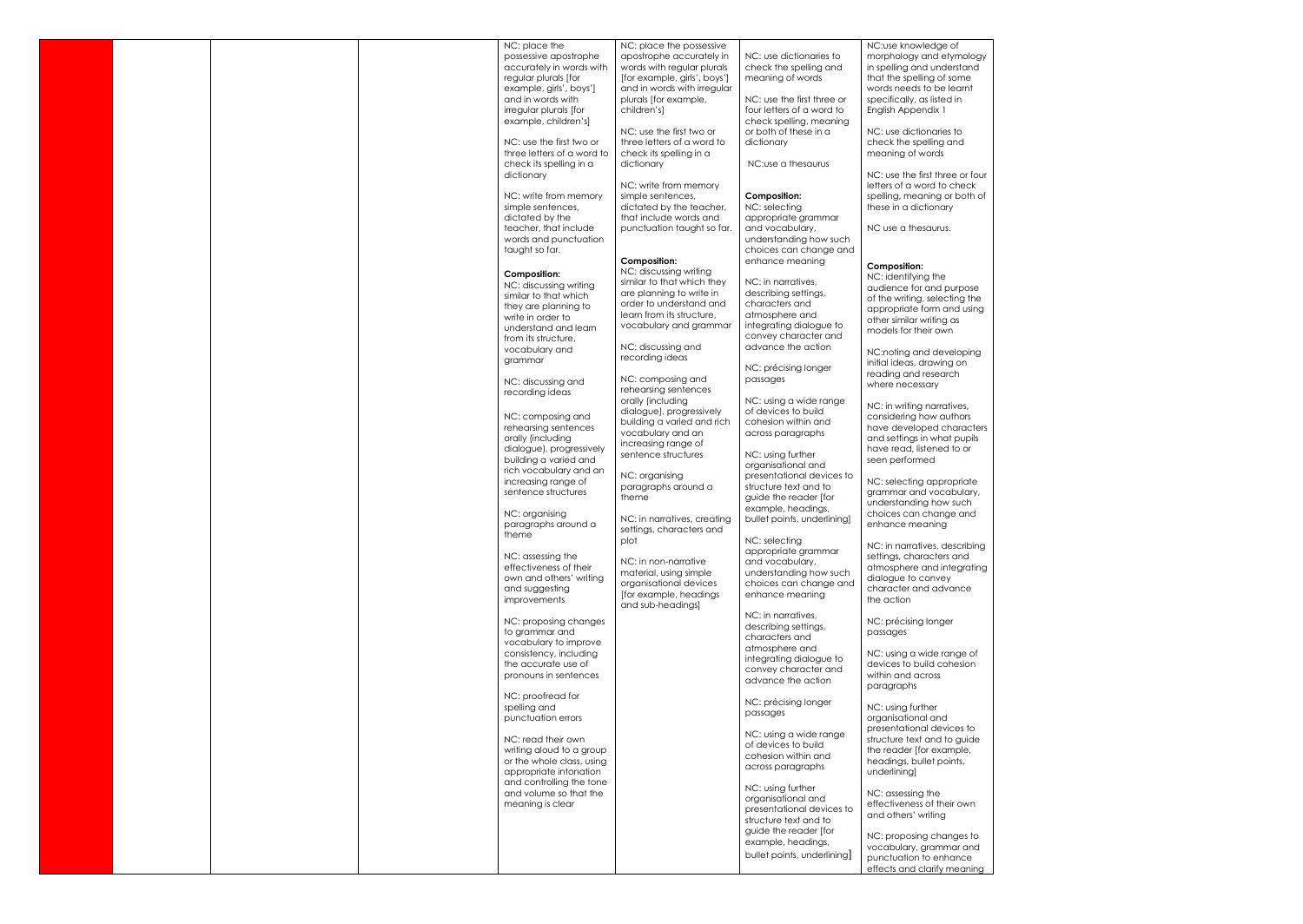| | | | | | | |
|---|---|---|---|---|---|---|
| | | | NC: place the possessive apostrophe accurately in words with regular plurals [for example, girls', boys'] and in words with irregular plurals [for example, children's]<br><br>NC: use the first two or three letters of a word to check its spelling in a dictionary<br><br>NC: write from memory simple sentences, dictated by the teacher, that include words and punctuation taught so far.<br><br>**Composition:**<br>NC: discussing writing similar to that which they are planning to write in order to understand and learn from its structure, vocabulary and grammar<br><br>NC: discussing and recording ideas<br><br>NC: composing and rehearsing sentences orally (including dialogue), progressively building a varied and rich vocabulary and an increasing range of sentence structures<br><br>NC: organising paragraphs around a theme<br><br>NC: assessing the effectiveness of their own and others' writing and suggesting improvements<br><br>NC: proposing changes to grammar and vocabulary to improve consistency, including the accurate use of pronouns in sentences<br><br>NC: proofread for spelling and punctuation errors<br><br>NC: read their own writing aloud to a group or the whole class, using appropriate intonation and controlling the tone and volume so that the meaning is clear | NC: place the possessive apostrophe accurately in words with regular plurals [for example, girls', boys'] and in words with irregular plurals [for example, children's]<br><br>NC: use the first two or three letters of a word to check its spelling in a dictionary<br><br>NC: write from memory simple sentences, dictated by the teacher, that include words and punctuation taught so far.<br><br>**Composition:**<br>NC: discussing writing similar to that which they are planning to write in order to understand and learn from its structure, vocabulary and grammar<br><br>NC: discussing and recording ideas<br><br>NC: composing and rehearsing sentences orally (including dialogue), progressively building a varied and rich vocabulary and an increasing range of sentence structures<br><br>NC: organising paragraphs around a theme<br><br>NC: in narratives, creating settings, characters and plot<br><br>NC: in non-narrative material, using simple organisational devices [for example, headings and sub-headings] | NC: use dictionaries to check the spelling and meaning of words<br><br>NC: use the first three or four letters of a word to check spelling, meaning or both of these in a dictionary<br><br>NC:use a thesaurus<br><br>**Composition:**<br>NC: selecting appropriate grammar and vocabulary, understanding how such choices can change and enhance meaning<br><br>NC: in narratives, describing settings, characters and atmosphere and integrating dialogue to convey character and advance the action<br><br>NC: précising longer passages<br><br>NC: using a wide range of devices to build cohesion within and across paragraphs<br><br>NC: using further organisational and presentational devices to structure text and to guide the reader [for example, headings, bullet points, underlining]<br><br>NC: selecting appropriate grammar and vocabulary, understanding how such choices can change and enhance meaning<br><br>NC: in narratives, describing settings, characters and atmosphere and integrating dialogue to convey character and advance the action<br><br>NC: précising longer passages<br><br>NC: using a wide range of devices to build cohesion within and across paragraphs<br><br>NC: using further organisational and presentational devices to structure text and to guide the reader [for example, headings, bullet points, underlining] | NC:use knowledge of morphology and etymology in spelling and understand that the spelling of some words needs to be learnt specifically, as listed in English Appendix 1<br><br>NC: use dictionaries to check the spelling and meaning of words<br><br>NC: use the first three or four letters of a word to check spelling, meaning or both of these in a dictionary<br><br>NC use a thesaurus.<br><br>**Composition:**<br>NC: identifying the audience for and purpose of the writing, selecting the appropriate form and using other similar writing as models for their own<br><br>NC:noting and developing initial ideas, drawing on reading and research where necessary<br><br>NC: in writing narratives, considering how authors have developed characters and settings in what pupils have read, listened to or seen performed<br><br>NC: selecting appropriate grammar and vocabulary, understanding how such choices can change and enhance meaning<br><br>NC: in narratives, describing settings, characters and atmosphere and integrating dialogue to convey character and advance the action<br><br>NC: précising longer passages<br><br>NC: using a wide range of devices to build cohesion within and across paragraphs<br><br>NC: using further organisational and presentational devices to structure text and to guide the reader [for example, headings, bullet points, underlining]<br><br>NC: assessing the effectiveness of their own and others' writing<br><br>NC: proposing changes to vocabulary, grammar and punctuation to enhance effects and clarify meaning |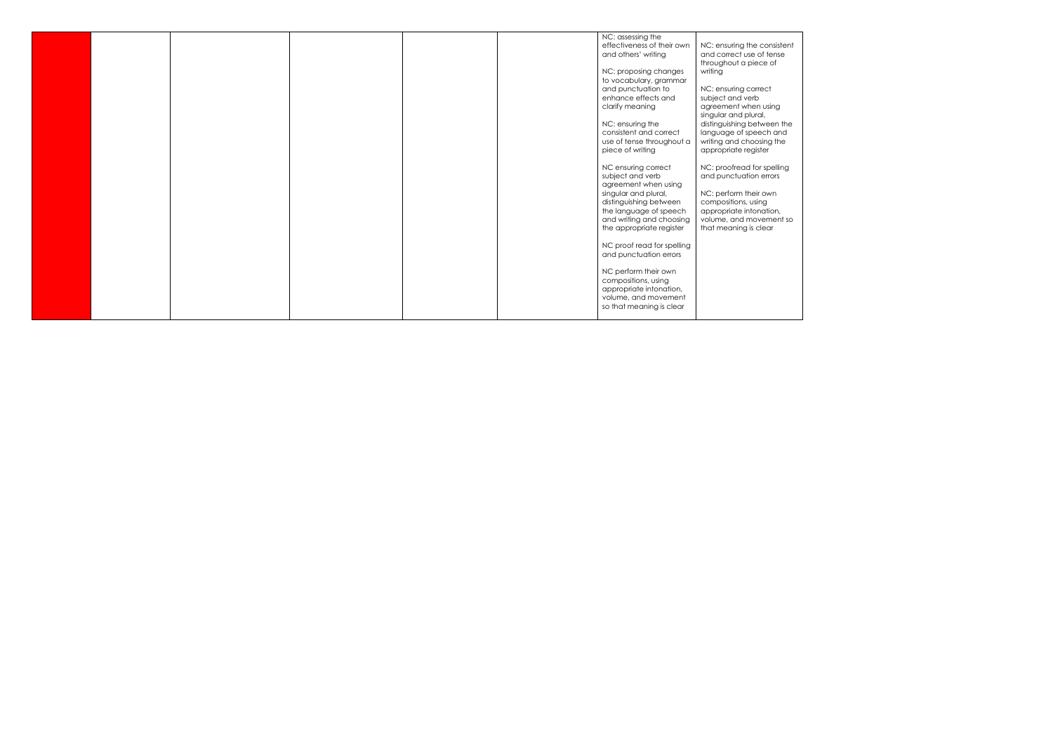| | | | | | | | |
|---|---|---|---|---|---|---|---|
| | | | | | | NC: assessing the effectiveness of their own and others' writing<br><br>NC: proposing changes to vocabulary, grammar and punctuation to enhance effects and clarify meaning<br><br>NC: ensuring the consistent and correct use of tense throughout a piece of writing<br><br>NC ensuring correct subject and verb agreement when using singular and plural, distinguishing between the language of speech and writing and choosing the appropriate register<br><br>NC proof read for spelling and punctuation errors<br><br>NC perform their own compositions, using appropriate intonation, volume, and movement so that meaning is clear | NC: ensuring the consistent and correct use of tense throughout a piece of writing<br><br>NC: ensuring correct subject and verb agreement when using singular and plural, distinguishing between the language of speech and writing and choosing the appropriate register<br><br>NC: proofread for spelling and punctuation errors<br><br>NC: perform their own compositions, using appropriate intonation, volume, and movement so that meaning is clear |